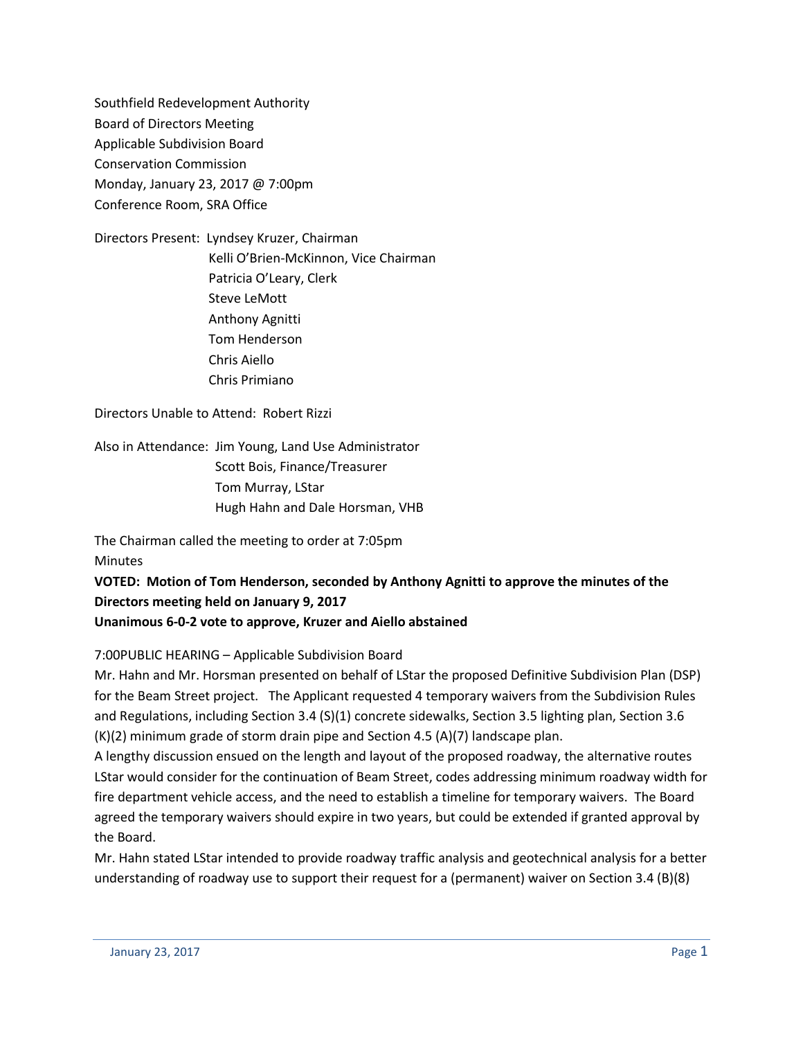Southfield Redevelopment Authority
Board of Directors Meeting
Applicable Subdivision Board
Conservation Commission
Monday, January 23, 2017 @ 7:00pm
Conference Room, SRA Office

Directors Present: Lyndsey Kruzer, Chairman
Kelli O'Brien-McKinnon, Vice Chairman
Patricia O'Leary, Clerk
Steve LeMott
Anthony Agnitti
Tom Henderson
Chris Aiello
Chris Primiano

Directors Unable to Attend: Robert Rizzi

Also in Attendance: Jim Young, Land Use Administrator
Scott Bois, Finance/Treasurer
Tom Murray, LStar
Hugh Hahn and Dale Horsman, VHB

The Chairman called the meeting to order at 7:05pm
Minutes

**VOTED: Motion of Tom Henderson, seconded by Anthony Agnitti to approve the minutes of the Directors meeting held on January 9, 2017**
**Unanimous 6-0-2 vote to approve, Kruzer and Aiello abstained**

7:00PUBLIC HEARING – Applicable Subdivision Board

Mr. Hahn and Mr. Horsman presented on behalf of LStar the proposed Definitive Subdivision Plan (DSP) for the Beam Street project. The Applicant requested 4 temporary waivers from the Subdivision Rules and Regulations, including Section 3.4 (S)(1) concrete sidewalks, Section 3.5 lighting plan, Section 3.6 (K)(2) minimum grade of storm drain pipe and Section 4.5 (A)(7) landscape plan.

A lengthy discussion ensued on the length and layout of the proposed roadway, the alternative routes LStar would consider for the continuation of Beam Street, codes addressing minimum roadway width for fire department vehicle access, and the need to establish a timeline for temporary waivers. The Board agreed the temporary waivers should expire in two years, but could be extended if granted approval by the Board.

Mr. Hahn stated LStar intended to provide roadway traffic analysis and geotechnical analysis for a better understanding of roadway use to support their request for a (permanent) waiver on Section 3.4 (B)(8)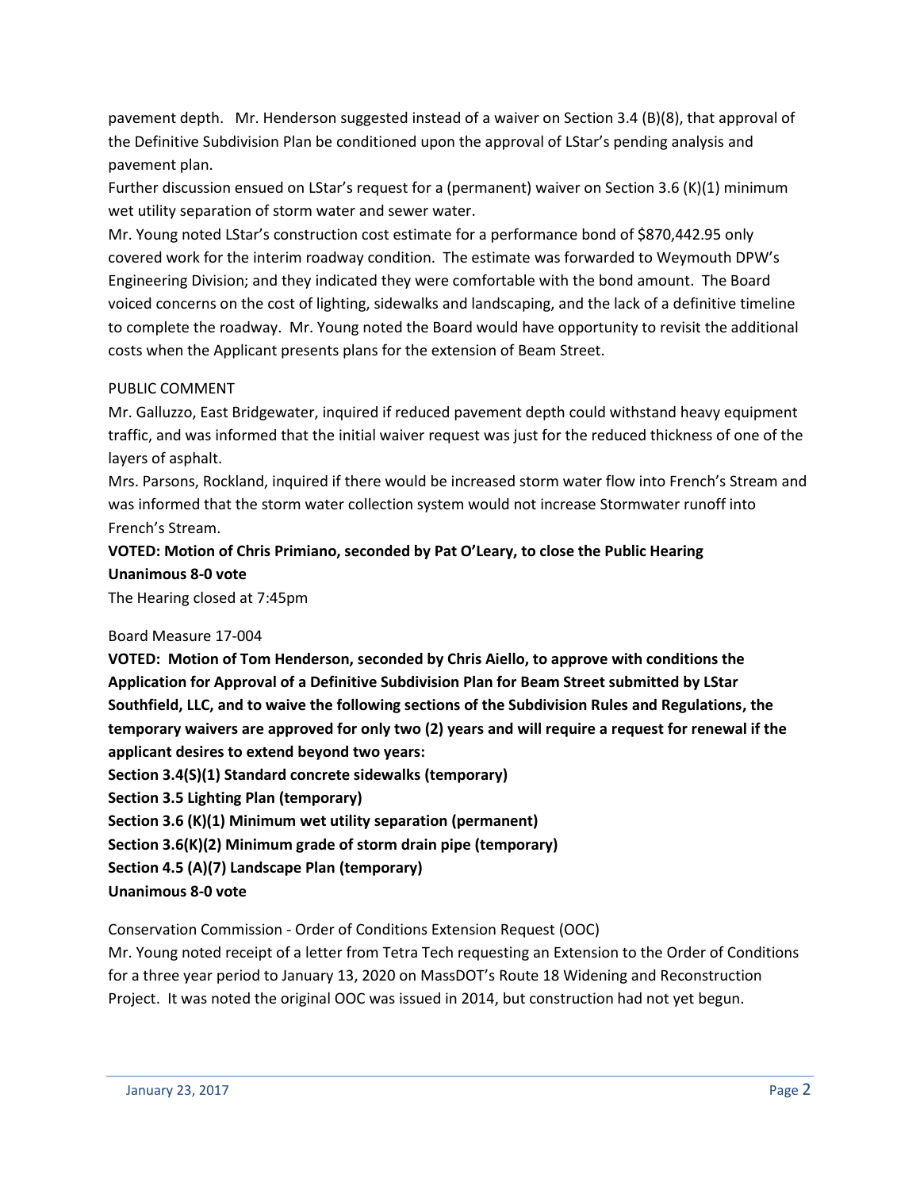pavement depth. Mr. Henderson suggested instead of a waiver on Section 3.4 (B)(8), that approval of the Definitive Subdivision Plan be conditioned upon the approval of LStar's pending analysis and pavement plan.

Further discussion ensued on LStar's request for a (permanent) waiver on Section 3.6 (K)(1) minimum wet utility separation of storm water and sewer water.

Mr. Young noted LStar's construction cost estimate for a performance bond of $870,442.95 only covered work for the interim roadway condition. The estimate was forwarded to Weymouth DPW's Engineering Division; and they indicated they were comfortable with the bond amount. The Board voiced concerns on the cost of lighting, sidewalks and landscaping, and the lack of a definitive timeline to complete the roadway. Mr. Young noted the Board would have opportunity to revisit the additional costs when the Applicant presents plans for the extension of Beam Street.

PUBLIC COMMENT

Mr. Galluzzo, East Bridgewater, inquired if reduced pavement depth could withstand heavy equipment traffic, and was informed that the initial waiver request was just for the reduced thickness of one of the layers of asphalt.

Mrs. Parsons, Rockland, inquired if there would be increased storm water flow into French's Stream and was informed that the storm water collection system would not increase Stormwater runoff into French's Stream.

**VOTED: Motion of Chris Primiano, seconded by Pat O'Leary, to close the Public Hearing**
**Unanimous 8-0 vote**

The Hearing closed at 7:45pm

Board Measure 17-004

**VOTED: Motion of Tom Henderson, seconded by Chris Aiello, to approve with conditions the Application for Approval of a Definitive Subdivision Plan for Beam Street submitted by LStar Southfield, LLC, and to waive the following sections of the Subdivision Rules and Regulations, the temporary waivers are approved for only two (2) years and will require a request for renewal if the applicant desires to extend beyond two years:**
**Section 3.4(S)(1) Standard concrete sidewalks (temporary)**
**Section 3.5 Lighting Plan (temporary)**
**Section 3.6 (K)(1) Minimum wet utility separation (permanent)**
**Section 3.6(K)(2) Minimum grade of storm drain pipe (temporary)**
**Section 4.5 (A)(7) Landscape Plan (temporary)**
**Unanimous 8-0 vote**

Conservation Commission - Order of Conditions Extension Request (OOC)

Mr. Young noted receipt of a letter from Tetra Tech requesting an Extension to the Order of Conditions for a three year period to January 13, 2020 on MassDOT's Route 18 Widening and Reconstruction Project. It was noted the original OOC was issued in 2014, but construction had not yet begun.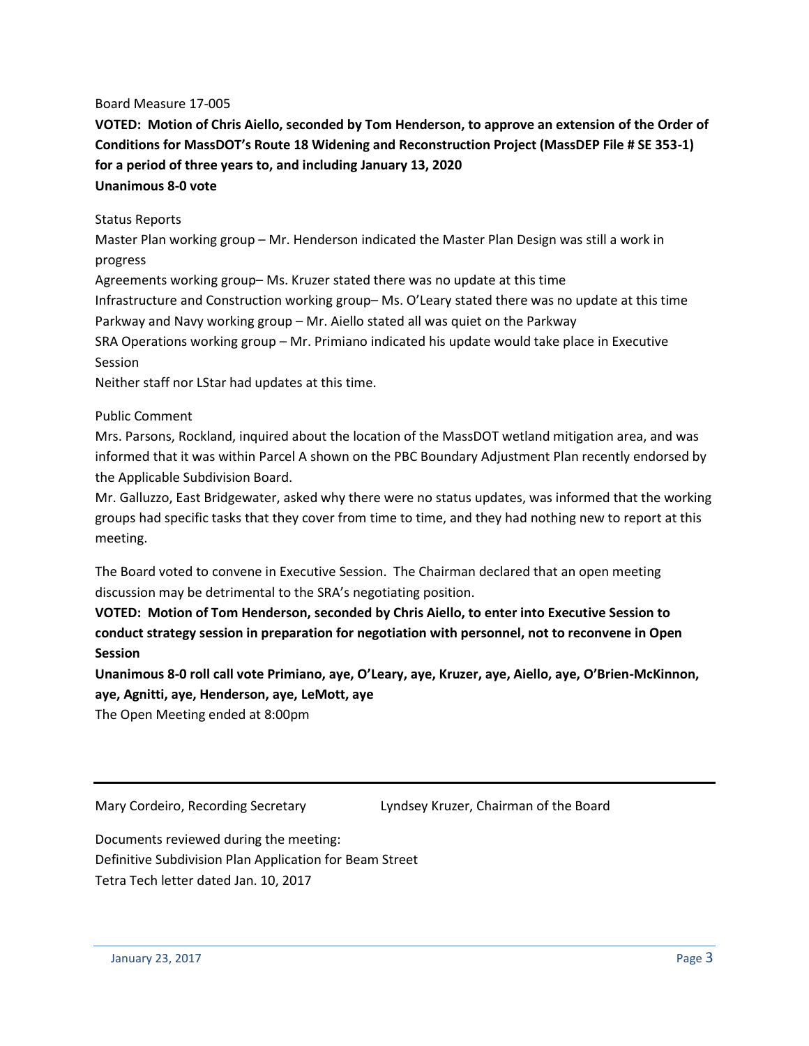Board Measure 17-005

**VOTED: Motion of Chris Aiello, seconded by Tom Henderson, to approve an extension of the Order of Conditions for MassDOT's Route 18 Widening and Reconstruction Project (MassDEP File # SE 353-1) for a period of three years to, and including January 13, 2020**
**Unanimous 8-0 vote**

Status Reports

Master Plan working group – Mr. Henderson indicated the Master Plan Design was still a work in progress

Agreements working group– Ms. Kruzer stated there was no update at this time

Infrastructure and Construction working group– Ms. O'Leary stated there was no update at this time

Parkway and Navy working group – Mr. Aiello stated all was quiet on the Parkway

SRA Operations working group – Mr. Primiano indicated his update would take place in Executive Session

Neither staff nor LStar had updates at this time.

Public Comment

Mrs. Parsons, Rockland, inquired about the location of the MassDOT wetland mitigation area, and was informed that it was within Parcel A shown on the PBC Boundary Adjustment Plan recently endorsed by the Applicable Subdivision Board.

Mr. Galluzzo, East Bridgewater, asked why there were no status updates, was informed that the working groups had specific tasks that they cover from time to time, and they had nothing new to report at this meeting.

The Board voted to convene in Executive Session. The Chairman declared that an open meeting discussion may be detrimental to the SRA's negotiating position.

**VOTED: Motion of Tom Henderson, seconded by Chris Aiello, to enter into Executive Session to conduct strategy session in preparation for negotiation with personnel, not to reconvene in Open Session**

**Unanimous 8-0 roll call vote Primiano, aye, O'Leary, aye, Kruzer, aye, Aiello, aye, O'Brien-McKinnon, aye, Agnitti, aye, Henderson, aye, LeMott, aye**

The Open Meeting ended at 8:00pm

---

Mary Cordeiro, Recording Secretary    Lyndsey Kruzer, Chairman of the Board

Documents reviewed during the meeting:

Definitive Subdivision Plan Application for Beam Street

Tetra Tech letter dated Jan. 10, 2017